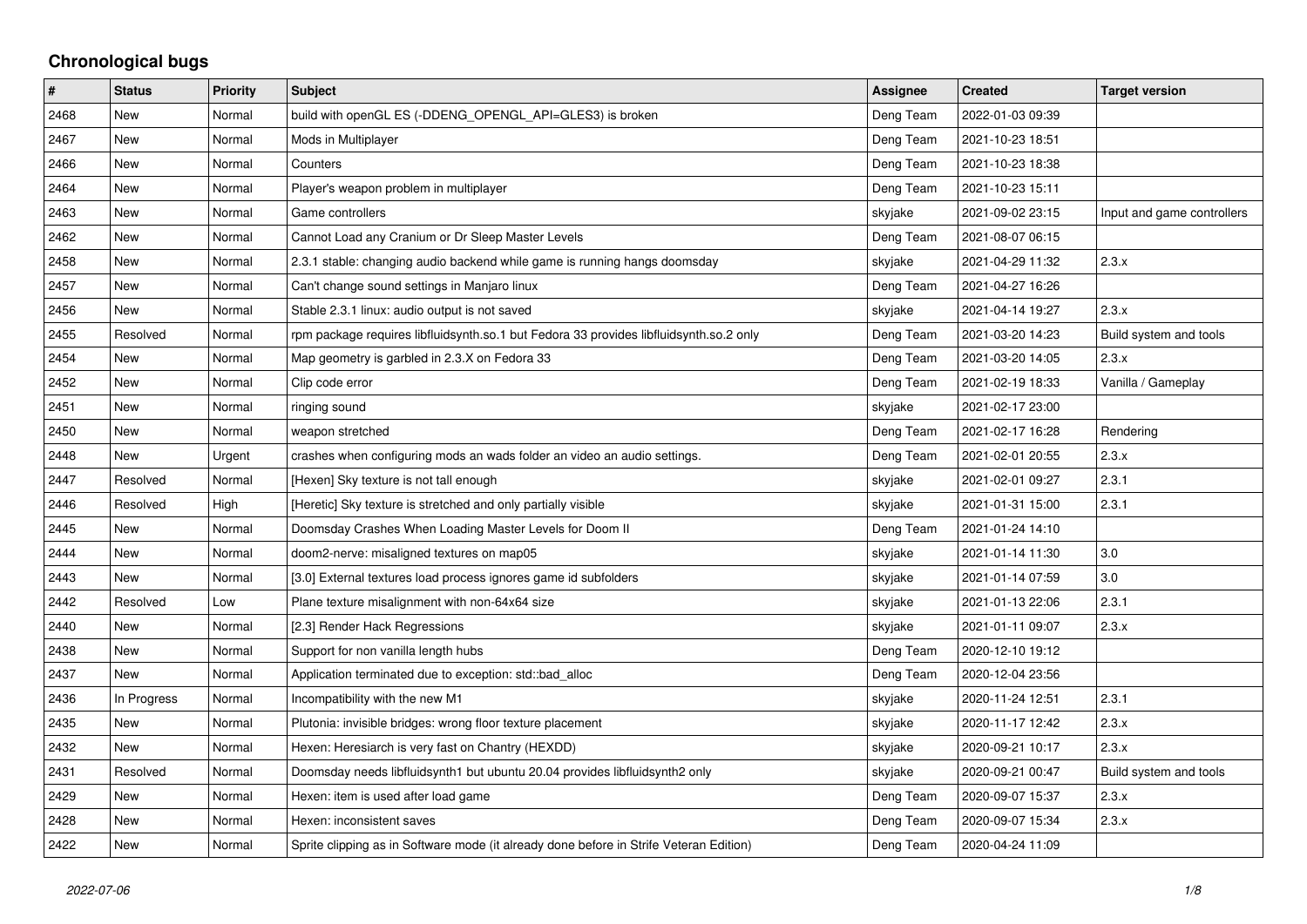# Chronological bugs

| # | Status | Priority | Subject | Assignee | Created | Target version |
|---|---|---|---|---|---|---|
| 2468 | New | Normal | build with openGL ES (-DDENG_OPENGL_API=GLES3) is broken | Deng Team | 2022-01-03 09:39 | |
| 2467 | New | Normal | Mods in Multiplayer | Deng Team | 2021-10-23 18:51 | |
| 2466 | New | Normal | Counters | Deng Team | 2021-10-23 18:38 | |
| 2464 | New | Normal | Player's weapon problem in multiplayer | Deng Team | 2021-10-23 15:11 | |
| 2463 | New | Normal | Game controllers | skyjake | 2021-09-02 23:15 | Input and game controllers |
| 2462 | New | Normal | Cannot Load any Cranium or Dr Sleep Master Levels | Deng Team | 2021-08-07 06:15 | |
| 2458 | New | Normal | 2.3.1 stable: changing audio backend while game is running hangs doomsday | skyjake | 2021-04-29 11:32 | 2.3.x |
| 2457 | New | Normal | Can't change sound settings in Manjaro linux | Deng Team | 2021-04-27 16:26 | |
| 2456 | New | Normal | Stable 2.3.1 linux: audio output is not saved | skyjake | 2021-04-14 19:27 | 2.3.x |
| 2455 | Resolved | Normal | rpm package requires libfluidsynth.so.1 but Fedora 33 provides libfluidsynth.so.2 only | Deng Team | 2021-03-20 14:23 | Build system and tools |
| 2454 | New | Normal | Map geometry is garbled in 2.3.X on Fedora 33 | Deng Team | 2021-03-20 14:05 | 2.3.x |
| 2452 | New | Normal | Clip code error | Deng Team | 2021-02-19 18:33 | Vanilla / Gameplay |
| 2451 | New | Normal | ringing sound | skyjake | 2021-02-17 23:00 | |
| 2450 | New | Normal | weapon stretched | Deng Team | 2021-02-17 16:28 | Rendering |
| 2448 | New | Urgent | crashes when configuring mods an wads folder an video an audio settings. | Deng Team | 2021-02-01 20:55 | 2.3.x |
| 2447 | Resolved | Normal | [Hexen] Sky texture is not tall enough | skyjake | 2021-02-01 09:27 | 2.3.1 |
| 2446 | Resolved | High | [Heretic] Sky texture is stretched and only partially visible | skyjake | 2021-01-31 15:00 | 2.3.1 |
| 2445 | New | Normal | Doomsday Crashes When Loading Master Levels for Doom II | Deng Team | 2021-01-24 14:10 | |
| 2444 | New | Normal | doom2-nerve: misaligned textures on map05 | skyjake | 2021-01-14 11:30 | 3.0 |
| 2443 | New | Normal | [3.0] External textures load process ignores game id subfolders | skyjake | 2021-01-14 07:59 | 3.0 |
| 2442 | Resolved | Low | Plane texture misalignment with non-64x64 size | skyjake | 2021-01-13 22:06 | 2.3.1 |
| 2440 | New | Normal | [2.3] Render Hack Regressions | skyjake | 2021-01-11 09:07 | 2.3.x |
| 2438 | New | Normal | Support for non vanilla length hubs | Deng Team | 2020-12-10 19:12 | |
| 2437 | New | Normal | Application terminated due to exception: std::bad_alloc | Deng Team | 2020-12-04 23:56 | |
| 2436 | In Progress | Normal | Incompatibility with the new M1 | skyjake | 2020-11-24 12:51 | 2.3.1 |
| 2435 | New | Normal | Plutonia: invisible bridges: wrong floor texture placement | skyjake | 2020-11-17 12:42 | 2.3.x |
| 2432 | New | Normal | Hexen: Heresiarch is very fast on Chantry (HEXDD) | skyjake | 2020-09-21 10:17 | 2.3.x |
| 2431 | Resolved | Normal | Doomsday needs libfluidsynth1 but ubuntu 20.04 provides libfluidsynth2 only | skyjake | 2020-09-21 00:47 | Build system and tools |
| 2429 | New | Normal | Hexen: item is used after load game | Deng Team | 2020-09-07 15:37 | 2.3.x |
| 2428 | New | Normal | Hexen: inconsistent saves | Deng Team | 2020-09-07 15:34 | 2.3.x |
| 2422 | New | Normal | Sprite clipping as in Software mode (it already done before in Strife Veteran Edition) | Deng Team | 2020-04-24 11:09 | |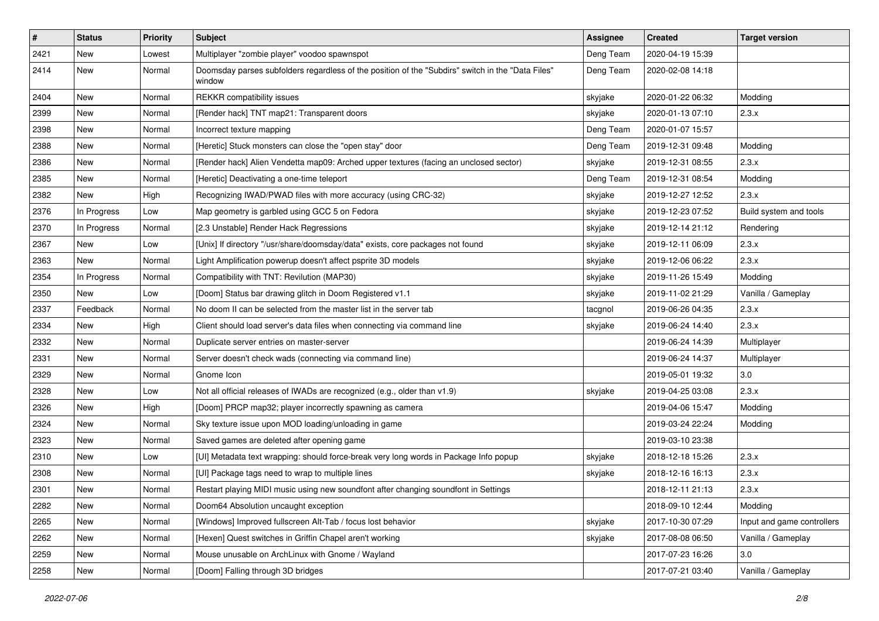| # | Status | Priority | Subject | Assignee | Created | Target version |
|---|---|---|---|---|---|---|
| 2421 | New | Lowest | Multiplayer "zombie player" voodoo spawnspot | Deng Team | 2020-04-19 15:39 | |
| 2414 | New | Normal | Doomsday parses subfolders regardless of the position of the "Subdirs" switch in the "Data Files" window | Deng Team | 2020-02-08 14:18 | |
| 2404 | New | Normal | REKKR compatibility issues | skyjake | 2020-01-22 06:32 | Modding |
| 2399 | New | Normal | [Render hack] TNT map21: Transparent doors | skyjake | 2020-01-13 07:10 | 2.3.x |
| 2398 | New | Normal | Incorrect texture mapping | Deng Team | 2020-01-07 15:57 | |
| 2388 | New | Normal | [Heretic] Stuck monsters can close the "open stay" door | Deng Team | 2019-12-31 09:48 | Modding |
| 2386 | New | Normal | [Render hack] Alien Vendetta map09: Arched upper textures (facing an unclosed sector) | skyjake | 2019-12-31 08:55 | 2.3.x |
| 2385 | New | Normal | [Heretic] Deactivating a one-time teleport | Deng Team | 2019-12-31 08:54 | Modding |
| 2382 | New | High | Recognizing IWAD/PWAD files with more accuracy (using CRC-32) | skyjake | 2019-12-27 12:52 | 2.3.x |
| 2376 | In Progress | Low | Map geometry is garbled using GCC 5 on Fedora | skyjake | 2019-12-23 07:52 | Build system and tools |
| 2370 | In Progress | Normal | [2.3 Unstable] Render Hack Regressions | skyjake | 2019-12-14 21:12 | Rendering |
| 2367 | New | Low | [Unix] If directory "/usr/share/doomsday/data" exists, core packages not found | skyjake | 2019-12-11 06:09 | 2.3.x |
| 2363 | New | Normal | Light Amplification powerup doesn't affect psprite 3D models | skyjake | 2019-12-06 06:22 | 2.3.x |
| 2354 | In Progress | Normal | Compatibility with TNT: Revilution (MAP30) | skyjake | 2019-11-26 15:49 | Modding |
| 2350 | New | Low | [Doom] Status bar drawing glitch in Doom Registered v1.1 | skyjake | 2019-11-02 21:29 | Vanilla / Gameplay |
| 2337 | Feedback | Normal | No doom II can be selected from the master list in the server tab | tacgnol | 2019-06-26 04:35 | 2.3.x |
| 2334 | New | High | Client should load server's data files when connecting via command line | skyjake | 2019-06-24 14:40 | 2.3.x |
| 2332 | New | Normal | Duplicate server entries on master-server | | 2019-06-24 14:39 | Multiplayer |
| 2331 | New | Normal | Server doesn't check wads (connecting via command line) | | 2019-06-24 14:37 | Multiplayer |
| 2329 | New | Normal | Gnome Icon | | 2019-05-01 19:32 | 3.0 |
| 2328 | New | Low | Not all official releases of IWADs are recognized (e.g., older than v1.9) | skyjake | 2019-04-25 03:08 | 2.3.x |
| 2326 | New | High | [Doom] PRCP map32; player incorrectly spawning as camera | | 2019-04-06 15:47 | Modding |
| 2324 | New | Normal | Sky texture issue upon MOD loading/unloading in game | | 2019-03-24 22:24 | Modding |
| 2323 | New | Normal | Saved games are deleted after opening game | | 2019-03-10 23:38 | |
| 2310 | New | Low | [UI] Metadata text wrapping: should force-break very long words in Package Info popup | skyjake | 2018-12-18 15:26 | 2.3.x |
| 2308 | New | Normal | [UI] Package tags need to wrap to multiple lines | skyjake | 2018-12-16 16:13 | 2.3.x |
| 2301 | New | Normal | Restart playing MIDI music using new soundfont after changing soundfont in Settings | | 2018-12-11 21:13 | 2.3.x |
| 2282 | New | Normal | Doom64 Absolution uncaught exception | | 2018-09-10 12:44 | Modding |
| 2265 | New | Normal | [Windows] Improved fullscreen Alt-Tab / focus lost behavior | skyjake | 2017-10-30 07:29 | Input and game controllers |
| 2262 | New | Normal | [Hexen] Quest switches in Griffin Chapel aren't working | skyjake | 2017-08-08 06:50 | Vanilla / Gameplay |
| 2259 | New | Normal | Mouse unusable on ArchLinux with Gnome / Wayland | | 2017-07-23 16:26 | 3.0 |
| 2258 | New | Normal | [Doom] Falling through 3D bridges | | 2017-07-21 03:40 | Vanilla / Gameplay |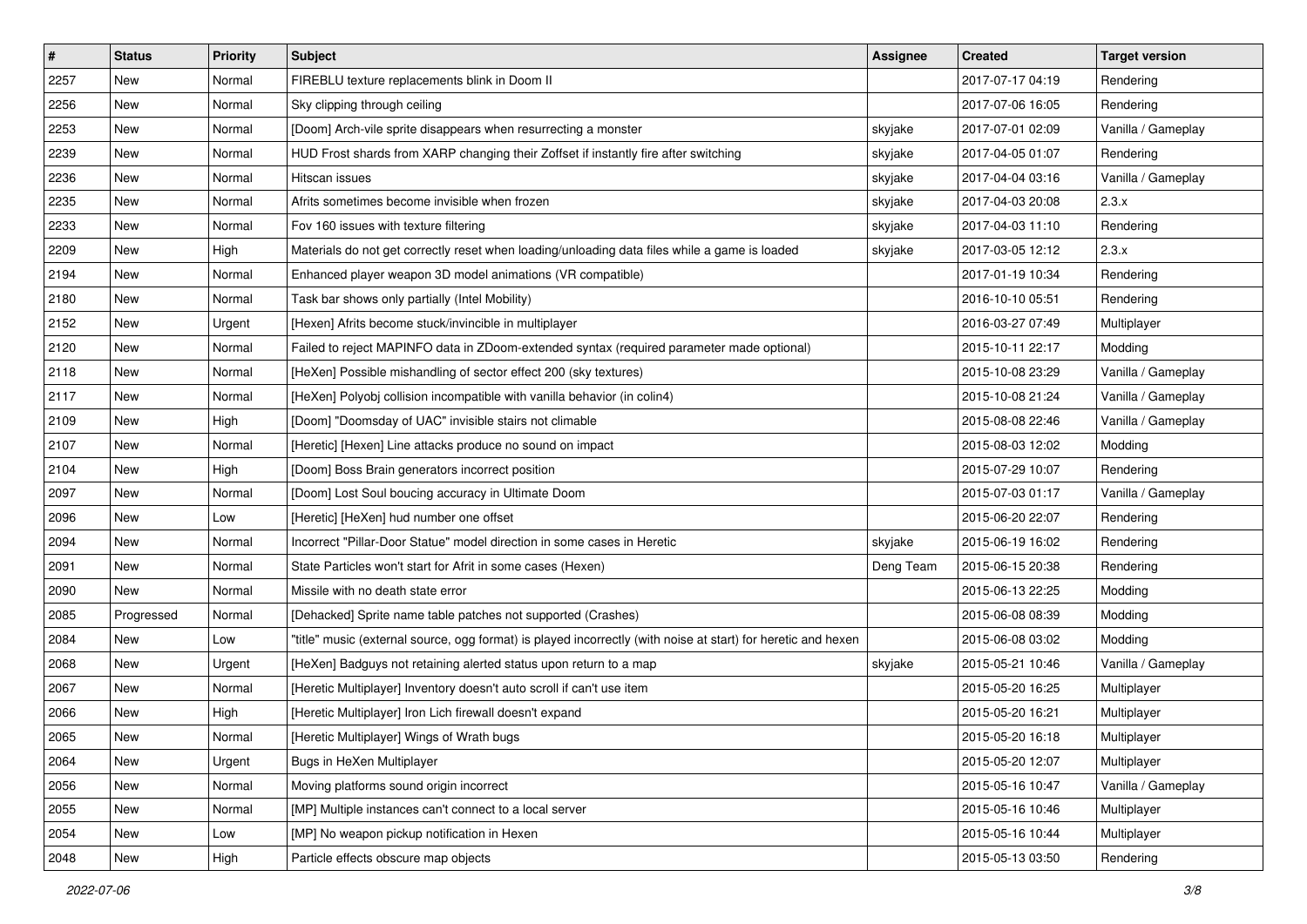| # | Status | Priority | Subject | Assignee | Created | Target version |
|---|---|---|---|---|---|---|
| 2257 | New | Normal | FIREBLU texture replacements blink in Doom II | | 2017-07-17 04:19 | Rendering |
| 2256 | New | Normal | Sky clipping through ceiling | | 2017-07-06 16:05 | Rendering |
| 2253 | New | Normal | [Doom] Arch-vile sprite disappears when resurrecting a monster | skyjake | 2017-07-01 02:09 | Vanilla / Gameplay |
| 2239 | New | Normal | HUD Frost shards from XARP changing their Zoffset if instantly fire after switching | skyjake | 2017-04-05 01:07 | Rendering |
| 2236 | New | Normal | Hitscan issues | skyjake | 2017-04-04 03:16 | Vanilla / Gameplay |
| 2235 | New | Normal | Afrits sometimes become invisible when frozen | skyjake | 2017-04-03 20:08 | 2.3.x |
| 2233 | New | Normal | Fov 160 issues with texture filtering | skyjake | 2017-04-03 11:10 | Rendering |
| 2209 | New | High | Materials do not get correctly reset when loading/unloading data files while a game is loaded | skyjake | 2017-03-05 12:12 | 2.3.x |
| 2194 | New | Normal | Enhanced player weapon 3D model animations (VR compatible) | | 2017-01-19 10:34 | Rendering |
| 2180 | New | Normal | Task bar shows only partially (Intel Mobility) | | 2016-10-10 05:51 | Rendering |
| 2152 | New | Urgent | [Hexen] Afrits become stuck/invincible in multiplayer | | 2016-03-27 07:49 | Multiplayer |
| 2120 | New | Normal | Failed to reject MAPINFO data in ZDoom-extended syntax (required parameter made optional) | | 2015-10-11 22:17 | Modding |
| 2118 | New | Normal | [HeXen] Possible mishandling of sector effect 200 (sky textures) | | 2015-10-08 23:29 | Vanilla / Gameplay |
| 2117 | New | Normal | [HeXen] Polyobj collision incompatible with vanilla behavior (in colin4) | | 2015-10-08 21:24 | Vanilla / Gameplay |
| 2109 | New | High | [Doom] "Doomsday of UAC" invisible stairs not climable | | 2015-08-08 22:46 | Vanilla / Gameplay |
| 2107 | New | Normal | [Heretic] [Hexen] Line attacks produce no sound on impact | | 2015-08-03 12:02 | Modding |
| 2104 | New | High | [Doom] Boss Brain generators incorrect position | | 2015-07-29 10:07 | Rendering |
| 2097 | New | Normal | [Doom] Lost Soul boucing accuracy in Ultimate Doom | | 2015-07-03 01:17 | Vanilla / Gameplay |
| 2096 | New | Low | [Heretic] [HeXen] hud number one offset | | 2015-06-20 22:07 | Rendering |
| 2094 | New | Normal | Incorrect "Pillar-Door Statue" model direction in some cases in Heretic | skyjake | 2015-06-19 16:02 | Rendering |
| 2091 | New | Normal | State Particles won't start for Afrit in some cases (Hexen) | Deng Team | 2015-06-15 20:38 | Rendering |
| 2090 | New | Normal | Missile with no death state error | | 2015-06-13 22:25 | Modding |
| 2085 | Progressed | Normal | [Dehacked] Sprite name table patches not supported (Crashes) | | 2015-06-08 08:39 | Modding |
| 2084 | New | Low | "title" music (external source, ogg format) is played incorrectly (with noise at start) for heretic and hexen | | 2015-06-08 03:02 | Modding |
| 2068 | New | Urgent | [HeXen] Badguys not retaining alerted status upon return to a map | skyjake | 2015-05-21 10:46 | Vanilla / Gameplay |
| 2067 | New | Normal | [Heretic Multiplayer] Inventory doesn't auto scroll if can't use item | | 2015-05-20 16:25 | Multiplayer |
| 2066 | New | High | [Heretic Multiplayer] Iron Lich firewall doesn't expand | | 2015-05-20 16:21 | Multiplayer |
| 2065 | New | Normal | [Heretic Multiplayer] Wings of Wrath bugs | | 2015-05-20 16:18 | Multiplayer |
| 2064 | New | Urgent | Bugs in HeXen Multiplayer | | 2015-05-20 12:07 | Multiplayer |
| 2056 | New | Normal | Moving platforms sound origin incorrect | | 2015-05-16 10:47 | Vanilla / Gameplay |
| 2055 | New | Normal | [MP] Multiple instances can't connect to a local server | | 2015-05-16 10:46 | Multiplayer |
| 2054 | New | Low | [MP] No weapon pickup notification in Hexen | | 2015-05-16 10:44 | Multiplayer |
| 2048 | New | High | Particle effects obscure map objects | | 2015-05-13 03:50 | Rendering |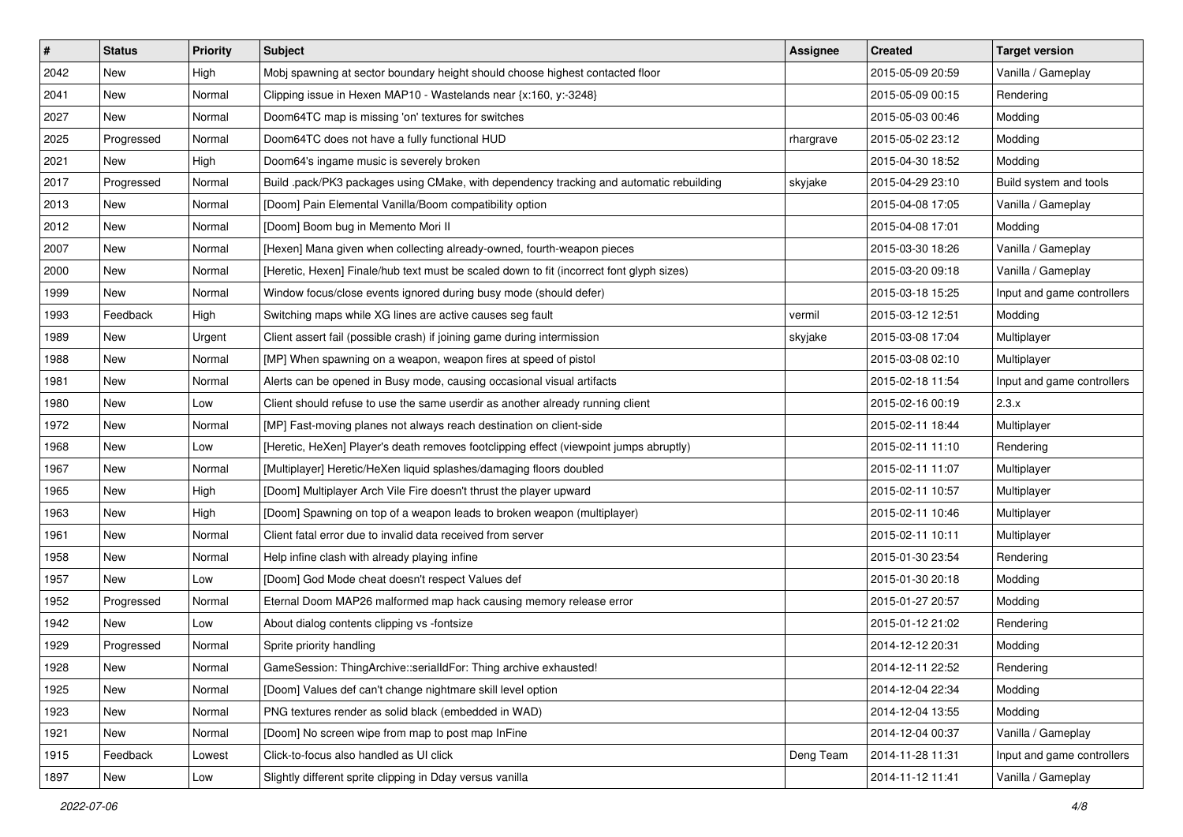| # | Status | Priority | Subject | Assignee | Created | Target version |
|---|---|---|---|---|---|---|
| 2042 | New | High | Mobj spawning at sector boundary height should choose highest contacted floor | | 2015-05-09 20:59 | Vanilla / Gameplay |
| 2041 | New | Normal | Clipping issue in Hexen MAP10 - Wastelands near {x:160, y:-3248} | | 2015-05-09 00:15 | Rendering |
| 2027 | New | Normal | Doom64TC map is missing 'on' textures for switches | | 2015-05-03 00:46 | Modding |
| 2025 | Progressed | Normal | Doom64TC does not have a fully functional HUD | rhargrave | 2015-05-02 23:12 | Modding |
| 2021 | New | High | Doom64's ingame music is severely broken | | 2015-04-30 18:52 | Modding |
| 2017 | Progressed | Normal | Build .pack/PK3 packages using CMake, with dependency tracking and automatic rebuilding | skyjake | 2015-04-29 23:10 | Build system and tools |
| 2013 | New | Normal | [Doom] Pain Elemental Vanilla/Boom compatibility option | | 2015-04-08 17:05 | Vanilla / Gameplay |
| 2012 | New | Normal | [Doom] Boom bug in Memento Mori II | | 2015-04-08 17:01 | Modding |
| 2007 | New | Normal | [Hexen] Mana given when collecting already-owned, fourth-weapon pieces | | 2015-03-30 18:26 | Vanilla / Gameplay |
| 2000 | New | Normal | [Heretic, Hexen] Finale/hub text must be scaled down to fit (incorrect font glyph sizes) | | 2015-03-20 09:18 | Vanilla / Gameplay |
| 1999 | New | Normal | Window focus/close events ignored during busy mode (should defer) | | 2015-03-18 15:25 | Input and game controllers |
| 1993 | Feedback | High | Switching maps while XG lines are active causes seg fault | vermil | 2015-03-12 12:51 | Modding |
| 1989 | New | Urgent | Client assert fail (possible crash) if joining game during intermission | skyjake | 2015-03-08 17:04 | Multiplayer |
| 1988 | New | Normal | [MP] When spawning on a weapon, weapon fires at speed of pistol | | 2015-03-08 02:10 | Multiplayer |
| 1981 | New | Normal | Alerts can be opened in Busy mode, causing occasional visual artifacts | | 2015-02-18 11:54 | Input and game controllers |
| 1980 | New | Low | Client should refuse to use the same userdir as another already running client | | 2015-02-16 00:19 | 2.3.x |
| 1972 | New | Normal | [MP] Fast-moving planes not always reach destination on client-side | | 2015-02-11 18:44 | Multiplayer |
| 1968 | New | Low | [Heretic, HeXen] Player's death removes footclipping effect (viewpoint jumps abruptly) | | 2015-02-11 11:10 | Rendering |
| 1967 | New | Normal | [Multiplayer] Heretic/HeXen liquid splashes/damaging floors doubled | | 2015-02-11 11:07 | Multiplayer |
| 1965 | New | High | [Doom] Multiplayer Arch Vile Fire doesn't thrust the player upward | | 2015-02-11 10:57 | Multiplayer |
| 1963 | New | High | [Doom] Spawning on top of a weapon leads to broken weapon (multiplayer) | | 2015-02-11 10:46 | Multiplayer |
| 1961 | New | Normal | Client fatal error due to invalid data received from server | | 2015-02-11 10:11 | Multiplayer |
| 1958 | New | Normal | Help infine clash with already playing infine | | 2015-01-30 23:54 | Rendering |
| 1957 | New | Low | [Doom] God Mode cheat doesn't respect Values def | | 2015-01-30 20:18 | Modding |
| 1952 | Progressed | Normal | Eternal Doom MAP26 malformed map hack causing memory release error | | 2015-01-27 20:57 | Modding |
| 1942 | New | Low | About dialog contents clipping vs -fontsize | | 2015-01-12 21:02 | Rendering |
| 1929 | Progressed | Normal | Sprite priority handling | | 2014-12-12 20:31 | Modding |
| 1928 | New | Normal | GameSession: ThingArchive::serialIdFor: Thing archive exhausted! | | 2014-12-11 22:52 | Rendering |
| 1925 | New | Normal | [Doom] Values def can't change nightmare skill level option | | 2014-12-04 22:34 | Modding |
| 1923 | New | Normal | PNG textures render as solid black (embedded in WAD) | | 2014-12-04 13:55 | Modding |
| 1921 | New | Normal | [Doom] No screen wipe from map to post map InFine | | 2014-12-04 00:37 | Vanilla / Gameplay |
| 1915 | Feedback | Lowest | Click-to-focus also handled as UI click | Deng Team | 2014-11-28 11:31 | Input and game controllers |
| 1897 | New | Low | Slightly different sprite clipping in Dday versus vanilla | | 2014-11-12 11:41 | Vanilla / Gameplay |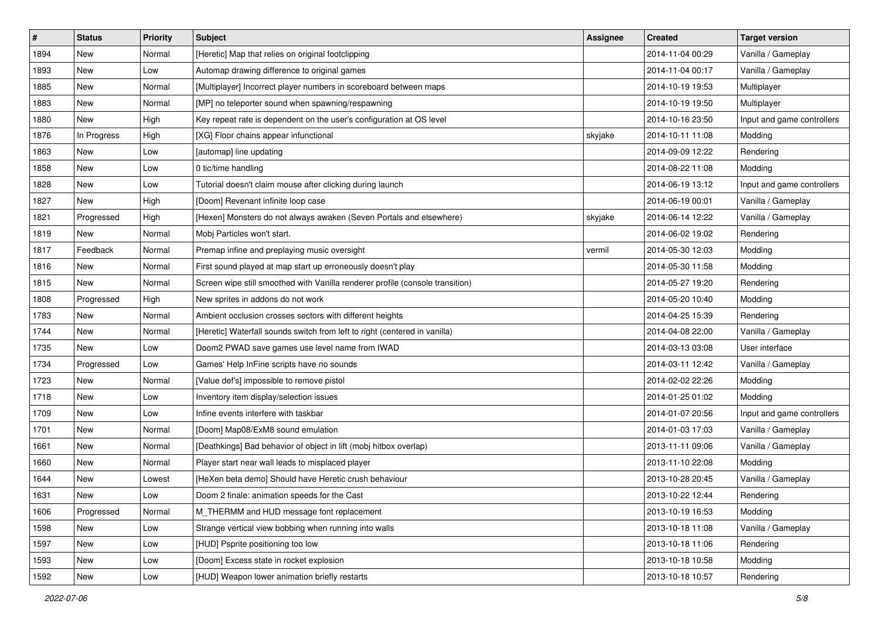| # | Status | Priority | Subject | Assignee | Created | Target version |
|---|---|---|---|---|---|---|
| 1894 | New | Normal | [Heretic] Map that relies on original footclipping | | 2014-11-04 00:29 | Vanilla / Gameplay |
| 1893 | New | Low | Automap drawing difference to original games | | 2014-11-04 00:17 | Vanilla / Gameplay |
| 1885 | New | Normal | [Multiplayer] Incorrect player numbers in scoreboard between maps | | 2014-10-19 19:53 | Multiplayer |
| 1883 | New | Normal | [MP] no teleporter sound when spawning/respawning | | 2014-10-19 19:50 | Multiplayer |
| 1880 | New | High | Key repeat rate is dependent on the user's configuration at OS level | | 2014-10-16 23:50 | Input and game controllers |
| 1876 | In Progress | High | [XG] Floor chains appear infunctional | skyjake | 2014-10-11 11:08 | Modding |
| 1863 | New | Low | [automap] line updating | | 2014-09-09 12:22 | Rendering |
| 1858 | New | Low | 0 tic/time handling | | 2014-08-22 11:08 | Modding |
| 1828 | New | Low | Tutorial doesn't claim mouse after clicking during launch | | 2014-06-19 13:12 | Input and game controllers |
| 1827 | New | High | [Doom] Revenant infinite loop case | | 2014-06-19 00:01 | Vanilla / Gameplay |
| 1821 | Progressed | High | [Hexen] Monsters do not always awaken (Seven Portals and elsewhere) | skyjake | 2014-06-14 12:22 | Vanilla / Gameplay |
| 1819 | New | Normal | Mobj Particles won't start. | | 2014-06-02 19:02 | Rendering |
| 1817 | Feedback | Normal | Premap infine and preplaying music oversight | vermil | 2014-05-30 12:03 | Modding |
| 1816 | New | Normal | First sound played at map start up erroneously doesn't play | | 2014-05-30 11:58 | Modding |
| 1815 | New | Normal | Screen wipe still smoothed with Vanilla renderer profile (console transition) | | 2014-05-27 19:20 | Rendering |
| 1808 | Progressed | High | New sprites in addons do not work | | 2014-05-20 10:40 | Modding |
| 1783 | New | Normal | Ambient occlusion crosses sectors with different heights | | 2014-04-25 15:39 | Rendering |
| 1744 | New | Normal | [Heretic] Waterfall sounds switch from left to right (centered in vanilla) | | 2014-04-08 22:00 | Vanilla / Gameplay |
| 1735 | New | Low | Doom2 PWAD save games use level name from IWAD | | 2014-03-13 03:08 | User interface |
| 1734 | Progressed | Low | Games' Help InFine scripts have no sounds | | 2014-03-11 12:42 | Vanilla / Gameplay |
| 1723 | New | Normal | [Value def's] impossible to remove pistol | | 2014-02-02 22:26 | Modding |
| 1718 | New | Low | Inventory item display/selection issues | | 2014-01-25 01:02 | Modding |
| 1709 | New | Low | Infine events interfere with taskbar | | 2014-01-07 20:56 | Input and game controllers |
| 1701 | New | Normal | [Doom] Map08/ExM8 sound emulation | | 2014-01-03 17:03 | Vanilla / Gameplay |
| 1661 | New | Normal | [Deathkings] Bad behavior of object in lift (mobj hitbox overlap) | | 2013-11-11 09:06 | Vanilla / Gameplay |
| 1660 | New | Normal | Player start near wall leads to misplaced player | | 2013-11-10 22:08 | Modding |
| 1644 | New | Lowest | [HeXen beta demo] Should have Heretic crush behaviour | | 2013-10-28 20:45 | Vanilla / Gameplay |
| 1631 | New | Low | Doom 2 finale: animation speeds for the Cast | | 2013-10-22 12:44 | Rendering |
| 1606 | Progressed | Normal | M_THERMM and HUD message font replacement | | 2013-10-19 16:53 | Modding |
| 1598 | New | Low | Strange vertical view bobbing when running into walls | | 2013-10-18 11:08 | Vanilla / Gameplay |
| 1597 | New | Low | [HUD] Psprite positioning too low | | 2013-10-18 11:06 | Rendering |
| 1593 | New | Low | [Doom] Excess state in rocket explosion | | 2013-10-18 10:58 | Modding |
| 1592 | New | Low | [HUD] Weapon lower animation briefly restarts | | 2013-10-18 10:57 | Rendering |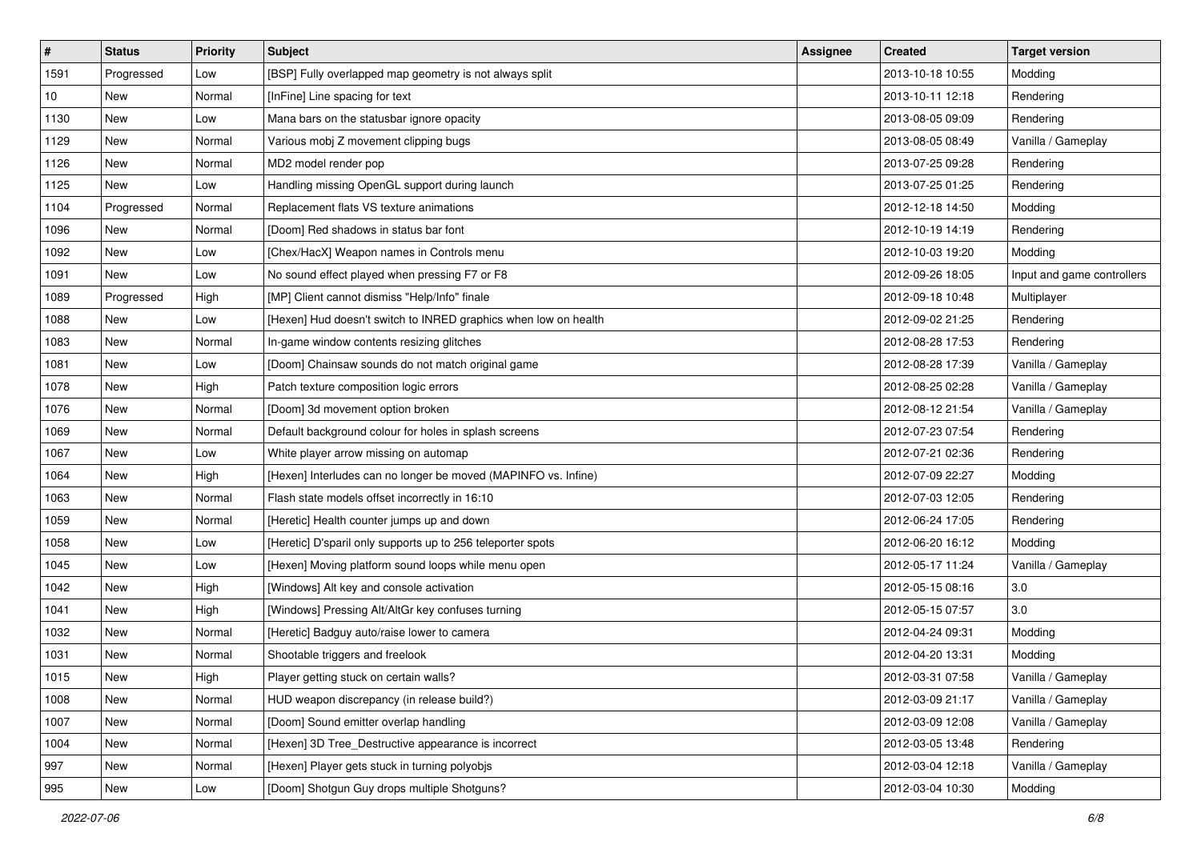| # | Status | Priority | Subject | Assignee | Created | Target version |
|---|---|---|---|---|---|---|
| 1591 | Progressed | Low | [BSP] Fully overlapped map geometry is not always split | | 2013-10-18 10:55 | Modding |
| 10 | New | Normal | [InFine] Line spacing for text | | 2013-10-11 12:18 | Rendering |
| 1130 | New | Low | Mana bars on the statusbar ignore opacity | | 2013-08-05 09:09 | Rendering |
| 1129 | New | Normal | Various mobj Z movement clipping bugs | | 2013-08-05 08:49 | Vanilla / Gameplay |
| 1126 | New | Normal | MD2 model render pop | | 2013-07-25 09:28 | Rendering |
| 1125 | New | Low | Handling missing OpenGL support during launch | | 2013-07-25 01:25 | Rendering |
| 1104 | Progressed | Normal | Replacement flats VS texture animations | | 2012-12-18 14:50 | Modding |
| 1096 | New | Normal | [Doom] Red shadows in status bar font | | 2012-10-19 14:19 | Rendering |
| 1092 | New | Low | [Chex/HacX] Weapon names in Controls menu | | 2012-10-03 19:20 | Modding |
| 1091 | New | Low | No sound effect played when pressing F7 or F8 | | 2012-09-26 18:05 | Input and game controllers |
| 1089 | Progressed | High | [MP] Client cannot dismiss "Help/Info" finale | | 2012-09-18 10:48 | Multiplayer |
| 1088 | New | Low | [Hexen] Hud doesn't switch to INRED graphics when low on health | | 2012-09-02 21:25 | Rendering |
| 1083 | New | Normal | In-game window contents resizing glitches | | 2012-08-28 17:53 | Rendering |
| 1081 | New | Low | [Doom] Chainsaw sounds do not match original game | | 2012-08-28 17:39 | Vanilla / Gameplay |
| 1078 | New | High | Patch texture composition logic errors | | 2012-08-25 02:28 | Vanilla / Gameplay |
| 1076 | New | Normal | [Doom] 3d movement option broken | | 2012-08-12 21:54 | Vanilla / Gameplay |
| 1069 | New | Normal | Default background colour for holes in splash screens | | 2012-07-23 07:54 | Rendering |
| 1067 | New | Low | White player arrow missing on automap | | 2012-07-21 02:36 | Rendering |
| 1064 | New | High | [Hexen] Interludes can no longer be moved (MAPINFO vs. Infine) | | 2012-07-09 22:27 | Modding |
| 1063 | New | Normal | Flash state models offset incorrectly in 16:10 | | 2012-07-03 12:05 | Rendering |
| 1059 | New | Normal | [Heretic] Health counter jumps up and down | | 2012-06-24 17:05 | Rendering |
| 1058 | New | Low | [Heretic] D'sparil only supports up to 256 teleporter spots | | 2012-06-20 16:12 | Modding |
| 1045 | New | Low | [Hexen] Moving platform sound loops while menu open | | 2012-05-17 11:24 | Vanilla / Gameplay |
| 1042 | New | High | [Windows] Alt key and console activation | | 2012-05-15 08:16 | 3.0 |
| 1041 | New | High | [Windows] Pressing Alt/AltGr key confuses turning | | 2012-05-15 07:57 | 3.0 |
| 1032 | New | Normal | [Heretic] Badguy auto/raise lower to camera | | 2012-04-24 09:31 | Modding |
| 1031 | New | Normal | Shootable triggers and freelook | | 2012-04-20 13:31 | Modding |
| 1015 | New | High | Player getting stuck on certain walls? | | 2012-03-31 07:58 | Vanilla / Gameplay |
| 1008 | New | Normal | HUD weapon discrepancy (in release build?) | | 2012-03-09 21:17 | Vanilla / Gameplay |
| 1007 | New | Normal | [Doom] Sound emitter overlap handling | | 2012-03-09 12:08 | Vanilla / Gameplay |
| 1004 | New | Normal | [Hexen] 3D Tree_Destructive appearance is incorrect | | 2012-03-05 13:48 | Rendering |
| 997 | New | Normal | [Hexen] Player gets stuck in turning polyobjs | | 2012-03-04 12:18 | Vanilla / Gameplay |
| 995 | New | Low | [Doom] Shotgun Guy drops multiple Shotguns? | | 2012-03-04 10:30 | Modding |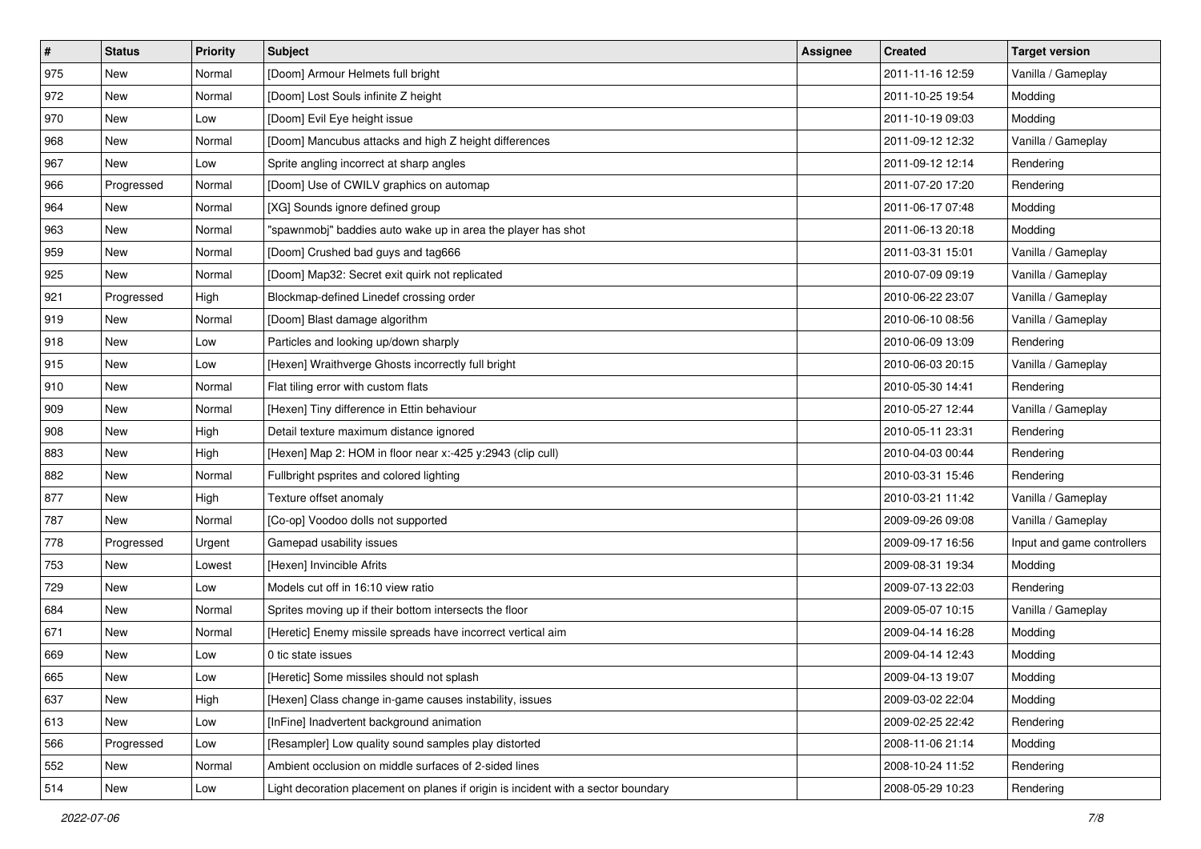| # | Status | Priority | Subject | Assignee | Created | Target version |
|---|---|---|---|---|---|---|
| 975 | New | Normal | [Doom] Armour Helmets full bright | | 2011-11-16 12:59 | Vanilla / Gameplay |
| 972 | New | Normal | [Doom] Lost Souls infinite Z height | | 2011-10-25 19:54 | Modding |
| 970 | New | Low | [Doom] Evil Eye height issue | | 2011-10-19 09:03 | Modding |
| 968 | New | Normal | [Doom] Mancubus attacks and high Z height differences | | 2011-09-12 12:32 | Vanilla / Gameplay |
| 967 | New | Low | Sprite angling incorrect at sharp angles | | 2011-09-12 12:14 | Rendering |
| 966 | Progressed | Normal | [Doom] Use of CWILV graphics on automap | | 2011-07-20 17:20 | Rendering |
| 964 | New | Normal | [XG] Sounds ignore defined group | | 2011-06-17 07:48 | Modding |
| 963 | New | Normal | "spawnmobj" baddies auto wake up in area the player has shot | | 2011-06-13 20:18 | Modding |
| 959 | New | Normal | [Doom] Crushed bad guys and tag666 | | 2011-03-31 15:01 | Vanilla / Gameplay |
| 925 | New | Normal | [Doom] Map32: Secret exit quirk not replicated | | 2010-07-09 09:19 | Vanilla / Gameplay |
| 921 | Progressed | High | Blockmap-defined Linedef crossing order | | 2010-06-22 23:07 | Vanilla / Gameplay |
| 919 | New | Normal | [Doom] Blast damage algorithm | | 2010-06-10 08:56 | Vanilla / Gameplay |
| 918 | New | Low | Particles and looking up/down sharply | | 2010-06-09 13:09 | Rendering |
| 915 | New | Low | [Hexen] Wraithverge Ghosts incorrectly full bright | | 2010-06-03 20:15 | Vanilla / Gameplay |
| 910 | New | Normal | Flat tiling error with custom flats | | 2010-05-30 14:41 | Rendering |
| 909 | New | Normal | [Hexen] Tiny difference in Ettin behaviour | | 2010-05-27 12:44 | Vanilla / Gameplay |
| 908 | New | High | Detail texture maximum distance ignored | | 2010-05-11 23:31 | Rendering |
| 883 | New | High | [Hexen] Map 2: HOM in floor near x:-425 y:2943 (clip cull) | | 2010-04-03 00:44 | Rendering |
| 882 | New | Normal | Fullbright psprites and colored lighting | | 2010-03-31 15:46 | Rendering |
| 877 | New | High | Texture offset anomaly | | 2010-03-21 11:42 | Vanilla / Gameplay |
| 787 | New | Normal | [Co-op] Voodoo dolls not supported | | 2009-09-26 09:08 | Vanilla / Gameplay |
| 778 | Progressed | Urgent | Gamepad usability issues | | 2009-09-17 16:56 | Input and game controllers |
| 753 | New | Lowest | [Hexen] Invincible Afrits | | 2009-08-31 19:34 | Modding |
| 729 | New | Low | Models cut off in 16:10 view ratio | | 2009-07-13 22:03 | Rendering |
| 684 | New | Normal | Sprites moving up if their bottom intersects the floor | | 2009-05-07 10:15 | Vanilla / Gameplay |
| 671 | New | Normal | [Heretic] Enemy missile spreads have incorrect vertical aim | | 2009-04-14 16:28 | Modding |
| 669 | New | Low | 0 tic state issues | | 2009-04-14 12:43 | Modding |
| 665 | New | Low | [Heretic] Some missiles should not splash | | 2009-04-13 19:07 | Modding |
| 637 | New | High | [Hexen] Class change in-game causes instability, issues | | 2009-03-02 22:04 | Modding |
| 613 | New | Low | [InFine] Inadvertent background animation | | 2009-02-25 22:42 | Rendering |
| 566 | Progressed | Low | [Resampler] Low quality sound samples play distorted | | 2008-11-06 21:14 | Modding |
| 552 | New | Normal | Ambient occlusion on middle surfaces of 2-sided lines | | 2008-10-24 11:52 | Rendering |
| 514 | New | Low | Light decoration placement on planes if origin is incident with a sector boundary | | 2008-05-29 10:23 | Rendering |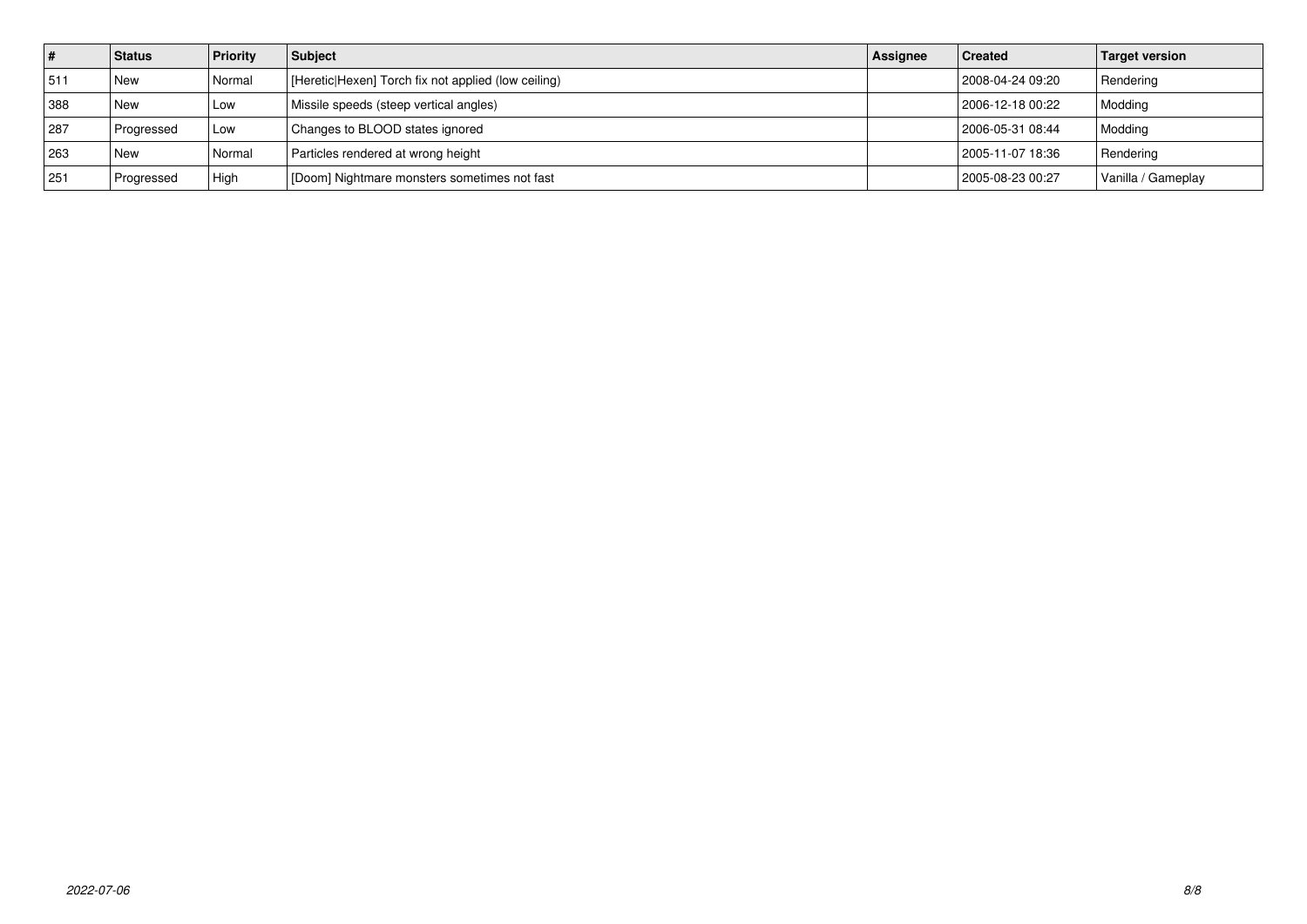| # | Status | Priority | Subject | Assignee | Created | Target version |
|---|---|---|---|---|---|---|
| 511 | New | Normal | [Heretic|Hexen] Torch fix not applied (low ceiling) | | 2008-04-24 09:20 | Rendering |
| 388 | New | Low | Missile speeds (steep vertical angles) | | 2006-12-18 00:22 | Modding |
| 287 | Progressed | Low | Changes to BLOOD states ignored | | 2006-05-31 08:44 | Modding |
| 263 | New | Normal | Particles rendered at wrong height | | 2005-11-07 18:36 | Rendering |
| 251 | Progressed | High | [Doom] Nightmare monsters sometimes not fast | | 2005-08-23 00:27 | Vanilla / Gameplay |